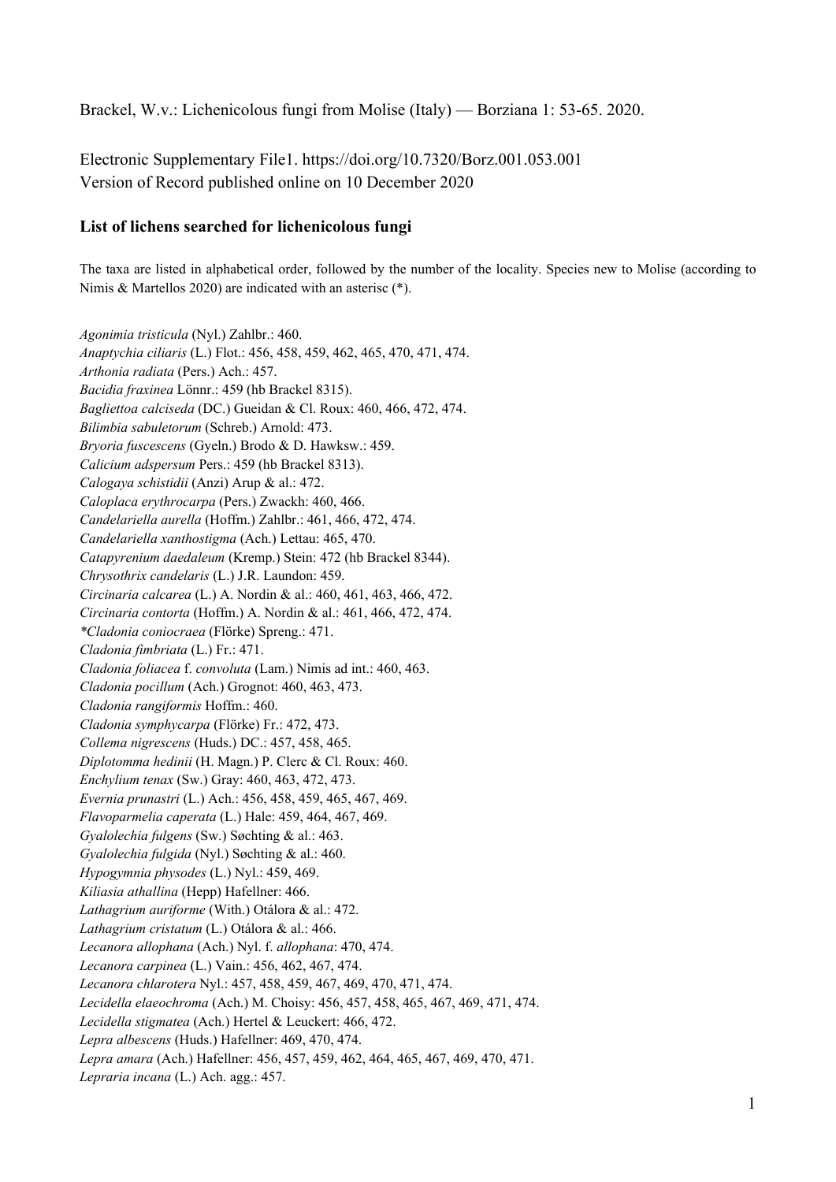Brackel, W.v.: Lichenicolous fungi from Molise (Italy) — Borziana 1: 53-65. 2020.

Electronic Supplementary File1. https://doi.org/10.7320/Borz.001.053.001
Version of Record published online on 10 December 2020

## List of lichens searched for lichenicolous fungi

The taxa are listed in alphabetical order, followed by the number of the locality. Species new to Molise (according to Nimis & Martellos 2020) are indicated with an asterisc (*).

*Agonimia tristicula* (Nyl.) Zahlbr.: 460.
*Anaptychia ciliaris* (L.) Flot.: 456, 458, 459, 462, 465, 470, 471, 474.
*Arthonia radiata* (Pers.) Ach.: 457.
*Bacidia fraxinea* Lönnr.: 459 (hb Brackel 8315).
*Bagliettoa calciseda* (DC.) Gueidan & Cl. Roux: 460, 466, 472, 474.
*Bilimbia sabuletorum* (Schreb.) Arnold: 473.
*Bryoria fuscescens* (Gyeln.) Brodo & D. Hawksw.: 459.
*Calicium adspersum* Pers.: 459 (hb Brackel 8313).
*Calogaya schistidii* (Anzi) Arup & al.: 472.
*Caloplaca erythrocarpa* (Pers.) Zwackh: 460, 466.
*Candelariella aurella* (Hoffm.) Zahlbr.: 461, 466, 472, 474.
*Candelariella xanthostigma* (Ach.) Lettau: 465, 470.
*Catapyrenium daedaleum* (Kremp.) Stein: 472 (hb Brackel 8344).
*Chrysothrix candelaris* (L.) J.R. Laundon: 459.
*Circinaria calcarea* (L.) A. Nordin & al.: 460, 461, 463, 466, 472.
*Circinaria contorta* (Hoffm.) A. Nordin & al.: 461, 466, 472, 474.
**Cladonia coniocraea* (Flörke) Spreng.: 471.
*Cladonia fimbriata* (L.) Fr.: 471.
*Cladonia foliacea* f. *convoluta* (Lam.) Nimis ad int.: 460, 463.
*Cladonia pocillum* (Ach.) Grognot: 460, 463, 473.
*Cladonia rangiformis* Hoffm.: 460.
*Cladonia symphycarpa* (Flörke) Fr.: 472, 473.
*Collema nigrescens* (Huds.) DC.: 457, 458, 465.
*Diplotomma hedinii* (H. Magn.) P. Clerc & Cl. Roux: 460.
*Enchylium tenax* (Sw.) Gray: 460, 463, 472, 473.
*Evernia prunastri* (L.) Ach.: 456, 458, 459, 465, 467, 469.
*Flavoparmelia caperata* (L.) Hale: 459, 464, 467, 469.
*Gyalolechia fulgens* (Sw.) Søchting & al.: 463.
*Gyalolechia fulgida* (Nyl.) Søchting & al.: 460.
*Hypogymnia physodes* (L.) Nyl.: 459, 469.
*Kiliasia athallina* (Hepp) Hafellner: 466.
*Lathagrium auriforme* (With.) Otálora & al.: 472.
*Lathagrium cristatum* (L.) Otálora & al.: 466.
*Lecanora allophana* (Ach.) Nyl. f. *allophana*: 470, 474.
*Lecanora carpinea* (L.) Vain.: 456, 462, 467, 474.
*Lecanora chlarotera* Nyl.: 457, 458, 459, 467, 469, 470, 471, 474.
*Lecidella elaeochroma* (Ach.) M. Choisy: 456, 457, 458, 465, 467, 469, 471, 474.
*Lecidella stigmatea* (Ach.) Hertel & Leuckert: 466, 472.
*Lepra albescens* (Huds.) Hafellner: 469, 470, 474.
*Lepra amara* (Ach.) Hafellner: 456, 457, 459, 462, 464, 465, 467, 469, 470, 471.
*Lepraria incana* (L.) Ach. agg.: 457.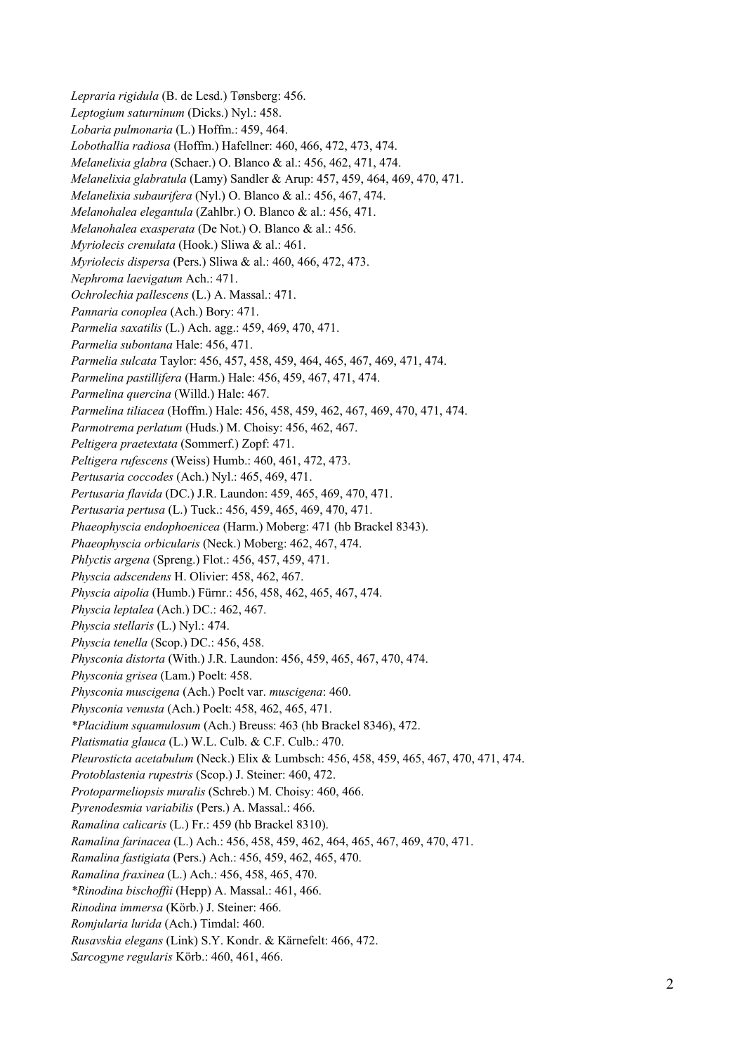*Lepraria rigidula* (B. de Lesd.) Tønsberg: 456.
*Leptogium saturninum* (Dicks.) Nyl.: 458.
*Lobaria pulmonaria* (L.) Hoffm.: 459, 464.
*Lobothallia radiosa* (Hoffm.) Hafellner: 460, 466, 472, 473, 474.
*Melanelixia glabra* (Schaer.) O. Blanco & al.: 456, 462, 471, 474.
*Melanelixia glabratula* (Lamy) Sandler & Arup: 457, 459, 464, 469, 470, 471.
*Melanelixia subaurifera* (Nyl.) O. Blanco & al.: 456, 467, 474.
*Melanohalea elegantula* (Zahlbr.) O. Blanco & al.: 456, 471.
*Melanohalea exasperata* (De Not.) O. Blanco & al.: 456.
*Myriolecis crenulata* (Hook.) Sliwa & al.: 461.
*Myriolecis dispersa* (Pers.) Sliwa & al.: 460, 466, 472, 473.
*Nephroma laevigatum* Ach.: 471.
*Ochrolechia pallescens* (L.) A. Massal.: 471.
*Pannaria conoplea* (Ach.) Bory: 471.
*Parmelia saxatilis* (L.) Ach. agg.: 459, 469, 470, 471.
*Parmelia subontana* Hale: 456, 471.
*Parmelia sulcata* Taylor: 456, 457, 458, 459, 464, 465, 467, 469, 471, 474.
*Parmelina pastillifera* (Harm.) Hale: 456, 459, 467, 471, 474.
*Parmelina quercina* (Willd.) Hale: 467.
*Parmelina tiliacea* (Hoffm.) Hale: 456, 458, 459, 462, 467, 469, 470, 471, 474.
*Parmotrema perlatum* (Huds.) M. Choisy: 456, 462, 467.
*Peltigera praetextata* (Sommerf.) Zopf: 471.
*Peltigera rufescens* (Weiss) Humb.: 460, 461, 472, 473.
*Pertusaria coccodes* (Ach.) Nyl.: 465, 469, 471.
*Pertusaria flavida* (DC.) J.R. Laundon: 459, 465, 469, 470, 471.
*Pertusaria pertusa* (L.) Tuck.: 456, 459, 465, 469, 470, 471.
*Phaeophyscia endophoenicea* (Harm.) Moberg: 471 (hb Brackel 8343).
*Phaeophyscia orbicularis* (Neck.) Moberg: 462, 467, 474.
*Phlyctis argena* (Spreng.) Flot.: 456, 457, 459, 471.
*Physcia adscendens* H. Olivier: 458, 462, 467.
*Physcia aipolia* (Humb.) Fürnr.: 456, 458, 462, 465, 467, 474.
*Physcia leptalea* (Ach.) DC.: 462, 467.
*Physcia stellaris* (L.) Nyl.: 474.
*Physcia tenella* (Scop.) DC.: 456, 458.
*Physconia distorta* (With.) J.R. Laundon: 456, 459, 465, 467, 470, 474.
*Physconia grisea* (Lam.) Poelt: 458.
*Physconia muscigena* (Ach.) Poelt var. *muscigena*: 460.
*Physconia venusta* (Ach.) Poelt: 458, 462, 465, 471.
**Placidium squamulosum* (Ach.) Breuss: 463 (hb Brackel 8346), 472.
*Platismatia glauca* (L.) W.L. Culb. & C.F. Culb.: 470.
*Pleurosticta acetabulum* (Neck.) Elix & Lumbsch: 456, 458, 459, 465, 467, 470, 471, 474.
*Protoblastenia rupestris* (Scop.) J. Steiner: 460, 472.
*Protoparmeliopsis muralis* (Schreb.) M. Choisy: 460, 466.
*Pyrenodesmia variabilis* (Pers.) A. Massal.: 466.
*Ramalina calicaris* (L.) Fr.: 459 (hb Brackel 8310).
*Ramalina farinacea* (L.) Ach.: 456, 458, 459, 462, 464, 465, 467, 469, 470, 471.
*Ramalina fastigiata* (Pers.) Ach.: 456, 459, 462, 465, 470.
*Ramalina fraxinea* (L.) Ach.: 456, 458, 465, 470.
**Rinodina bischoffii* (Hepp) A. Massal.: 461, 466.
*Rinodina immersa* (Körb.) J. Steiner: 466.
*Romjularia lurida* (Ach.) Timdal: 460.
*Rusavskia elegans* (Link) S.Y. Kondr. & Kärnefelt: 466, 472.
*Sarcogyne regularis* Körb.: 460, 461, 466.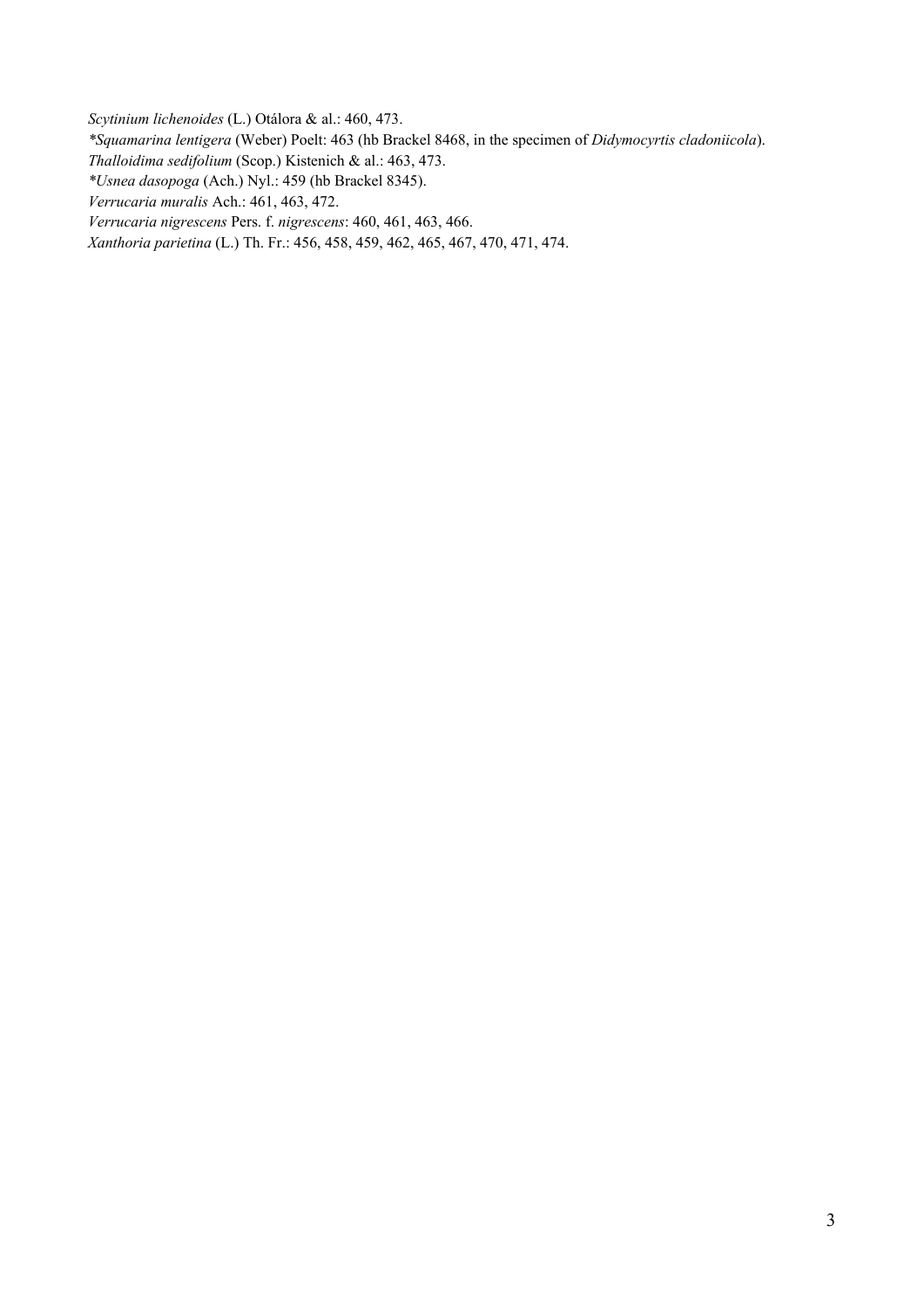*Scytinium lichenoides* (L.) Otálora & al.: 460, 473.
*\*Squamarina lentigera* (Weber) Poelt: 463 (hb Brackel 8468, in the specimen of *Didymocyrtis cladoniicola*).
*Thalloidima sedifolium* (Scop.) Kistenich & al.: 463, 473.
*\*Usnea dasopoga* (Ach.) Nyl.: 459 (hb Brackel 8345).
*Verrucaria muralis* Ach.: 461, 463, 472.
*Verrucaria nigrescens* Pers. f. *nigrescens*: 460, 461, 463, 466.
*Xanthoria parietina* (L.) Th. Fr.: 456, 458, 459, 462, 465, 467, 470, 471, 474.